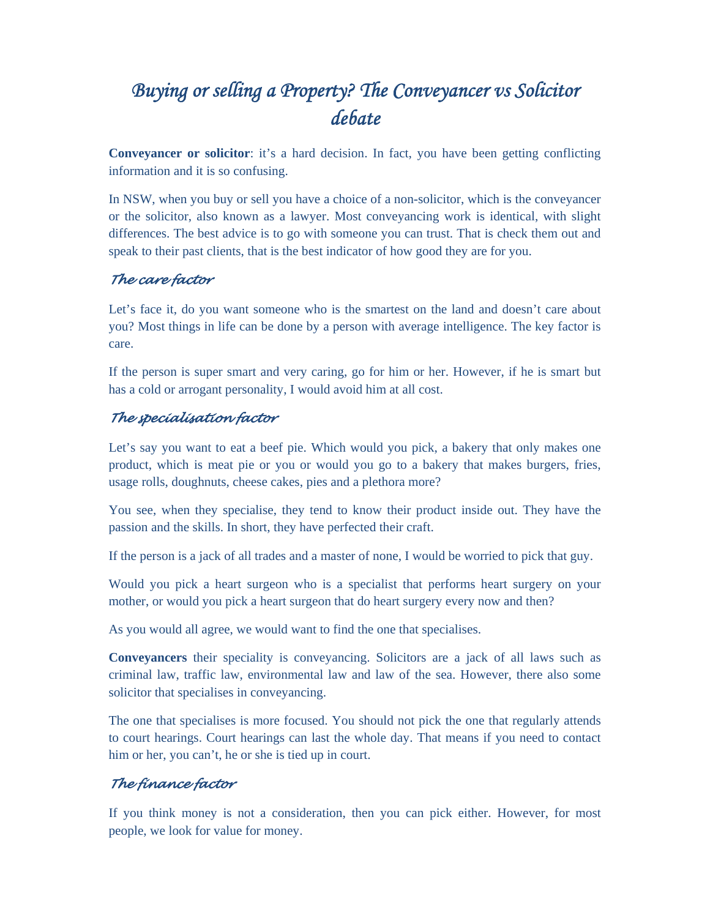# *Buying or selling a Property? The Conveyancer vs Solicitor debate*

**Conveyancer or solicitor**: it's a hard decision. In fact, you have been getting conflicting information and it is so confusing.

In NSW, when you buy or sell you have a choice of a non-solicitor, which is the conveyancer or the solicitor, also known as a lawyer. Most conveyancing work is identical, with slight differences. The best advice is to go with someone you can trust. That is check them out and speak to their past clients, that is the best indicator of how good they are for you.

## *The care factor*

Let's face it, do you want someone who is the smartest on the land and doesn't care about you? Most things in life can be done by a person with average intelligence. The key factor is care.

If the person is super smart and very caring, go for him or her. However, if he is smart but has a cold or arrogant personality, I would avoid him at all cost.

## *The specialisation factor*

Let's say you want to eat a beef pie. Which would you pick, a bakery that only makes one product, which is meat pie or you or would you go to a bakery that makes burgers, fries, usage rolls, doughnuts, cheese cakes, pies and a plethora more?

You see, when they specialise, they tend to know their product inside out. They have the passion and the skills. In short, they have perfected their craft.

If the person is a jack of all trades and a master of none, I would be worried to pick that guy.

Would you pick a heart surgeon who is a specialist that performs heart surgery on your mother, or would you pick a heart surgeon that do heart surgery every now and then?

As you would all agree, we would want to find the one that specialises.

**Conveyancers** their speciality is conveyancing. Solicitors are a jack of all laws such as criminal law, traffic law, environmental law and law of the sea. However, there also some solicitor that specialises in conveyancing.

The one that specialises is more focused. You should not pick the one that regularly attends to court hearings. Court hearings can last the whole day. That means if you need to contact him or her, you can't, he or she is tied up in court.

## *The finance factor*

If you think money is not a consideration, then you can pick either. However, for most people, we look for value for money.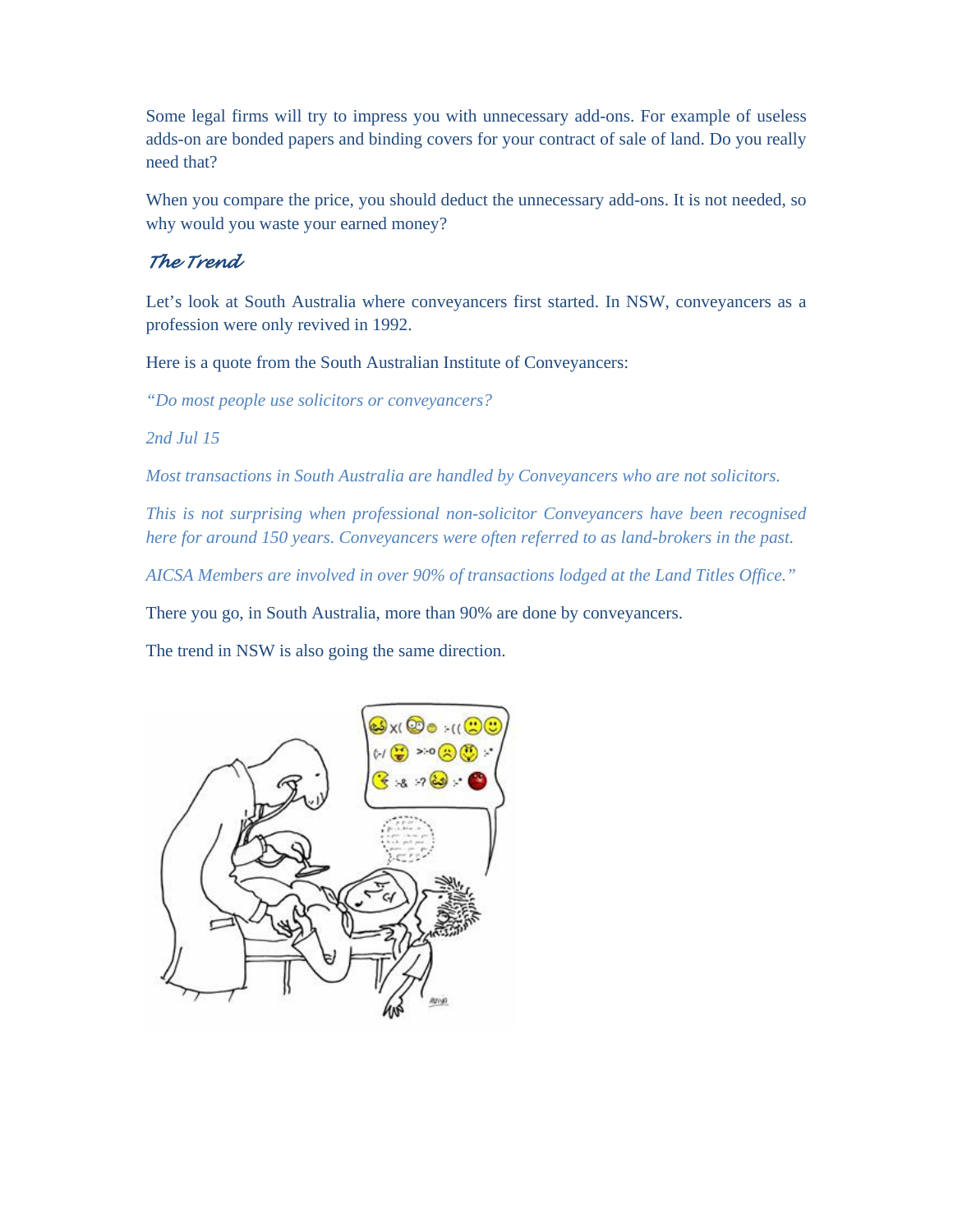Some legal firms will try to impress you with unnecessary add-ons. For example of useless adds-on are bonded papers and binding covers for your contract of sale of land. Do you really need that?

When you compare the price, you should deduct the unnecessary add-ons. It is not needed, so why would you waste your earned money?

## *The Trend*

Let's look at South Australia where conveyancers first started. In NSW, conveyancers as a profession were only revived in 1992.

Here is a quote from the South Australian Institute of Conveyancers:

*"Do most people use solicitors or conveyancers?*

*2nd Jul 15*

*Most transactions in South Australia are handled by Conveyancers who are not solicitors.*

*This is not surprising when professional non-solicitor Conveyancers have been recognised here for around 150 years. Conveyancers were often referred to as land-brokers in the past.*

*AICSA Members are involved in over 90% of transactions lodged at the Land Titles Office."*

There you go, in South Australia, more than 90% are done by conveyancers.

The trend in NSW is also going the same direction.